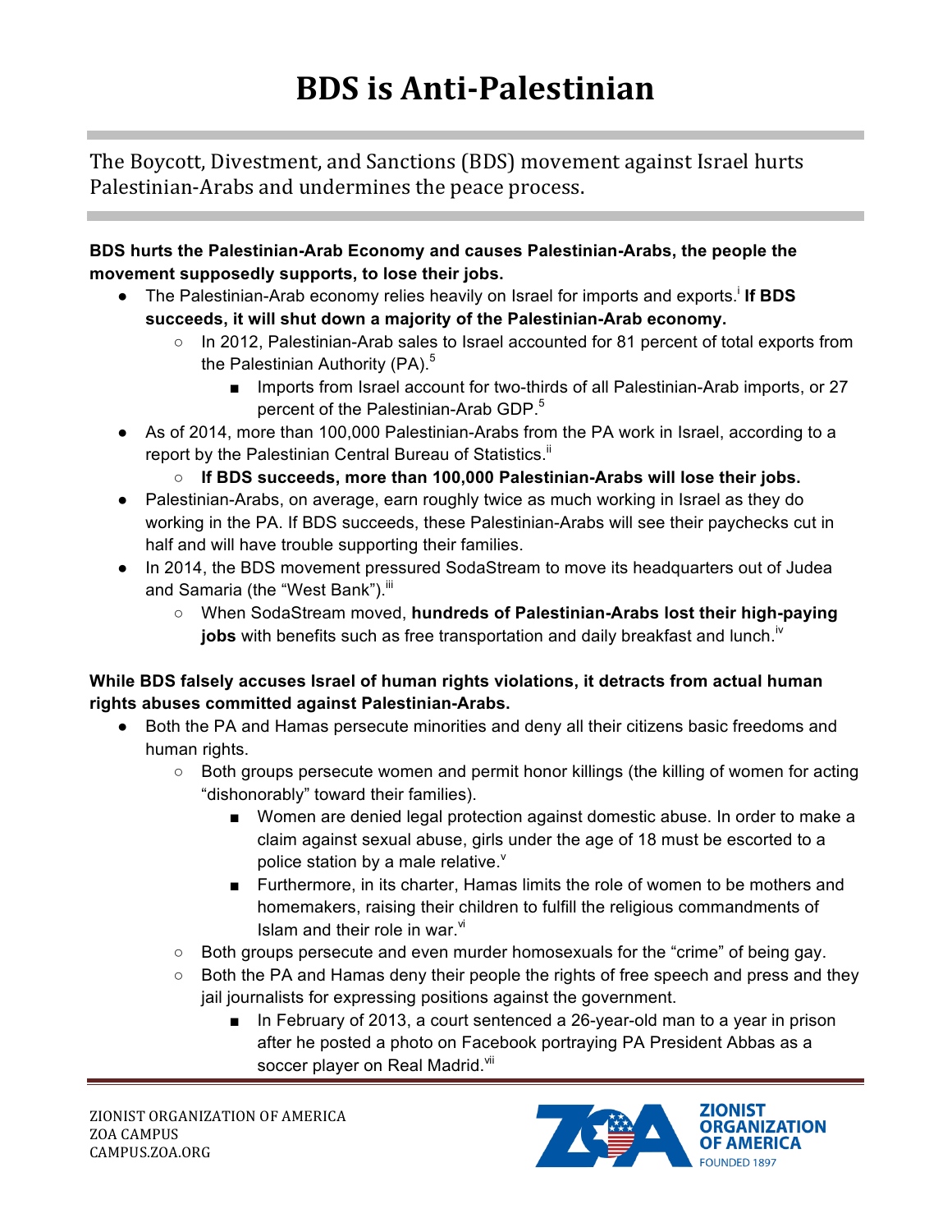# BDS is Anti-Palestinian

The Boycott, Divestment, and Sanctions (BDS) movement against Israel hurts Palestinian-Arabs and undermines the peace process.

**BDS hurts the Palestinian-Arab Economy and causes Palestinian-Arabs, the people the movement supposedly supports, to lose their jobs.**

- The Palestinian-Arab economy relies heavily on Israel for imports and exports.[i] **If BDS succeeds, it will shut down a majority of the Palestinian-Arab economy.**
  - In 2012, Palestinian-Arab sales to Israel accounted for 81 percent of total exports from the Palestinian Authority (PA).[5]
    - Imports from Israel account for two-thirds of all Palestinian-Arab imports, or 27 percent of the Palestinian-Arab GDP.[5]
- As of 2014, more than 100,000 Palestinian-Arabs from the PA work in Israel, according to a report by the Palestinian Central Bureau of Statistics.[ii]
  - **If BDS succeeds, more than 100,000 Palestinian-Arabs will lose their jobs.**
- Palestinian-Arabs, on average, earn roughly twice as much working in Israel as they do working in the PA. If BDS succeeds, these Palestinian-Arabs will see their paychecks cut in half and will have trouble supporting their families.
- In 2014, the BDS movement pressured SodaStream to move its headquarters out of Judea and Samaria (the "West Bank").[iii]
  - When SodaStream moved, **hundreds of Palestinian-Arabs lost their high-paying jobs** with benefits such as free transportation and daily breakfast and lunch.[iv]

**While BDS falsely accuses Israel of human rights violations, it detracts from actual human rights abuses committed against Palestinian-Arabs.**

- Both the PA and Hamas persecute minorities and deny all their citizens basic freedoms and human rights.
  - Both groups persecute women and permit honor killings (the killing of women for acting "dishonorably" toward their families).
    - Women are denied legal protection against domestic abuse. In order to make a claim against sexual abuse, girls under the age of 18 must be escorted to a police station by a male relative.[v]
    - Furthermore, in its charter, Hamas limits the role of women to be mothers and homemakers, raising their children to fulfill the religious commandments of Islam and their role in war.[vi]
  - Both groups persecute and even murder homosexuals for the "crime" of being gay.
  - Both the PA and Hamas deny their people the rights of free speech and press and they jail journalists for expressing positions against the government.
    - In February of 2013, a court sentenced a 26-year-old man to a year in prison after he posted a photo on Facebook portraying PA President Abbas as a soccer player on Real Madrid.[vii]

ZIONIST ORGANIZATION OF AMERICA
ZOA CAMPUS
CAMPUS.ZOA.ORG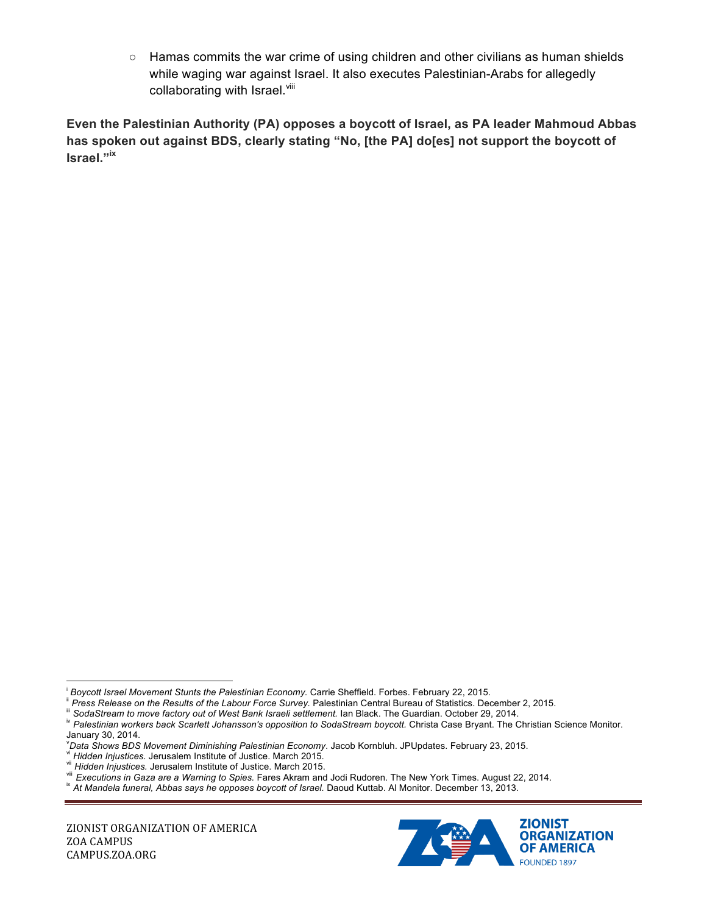- Hamas commits the war crime of using children and other civilians as human shields while waging war against Israel. It also executes Palestinian-Arabs for allegedly collaborating with Israel.[viii]

**Even the Palestinian Authority (PA) opposes a boycott of Israel, as PA leader Mahmoud Abbas has spoken out against BDS, clearly stating "No, [the PA] do[es] not support the boycott of Israel."[ix]**

---

[i] *Boycott Israel Movement Stunts the Palestinian Economy.* Carrie Sheffield. Forbes. February 22, 2015.
[ii] *Press Release on the Results of the Labour Force Survey.* Palestinian Central Bureau of Statistics. December 2, 2015.
[iii] *SodaStream to move factory out of West Bank Israeli settlement.* Ian Black. The Guardian. October 29, 2014.
[iv] *Palestinian workers back Scarlett Johansson's opposition to SodaStream boycott.* Christa Case Bryant. The Christian Science Monitor. January 30, 2014.
[v] *Data Shows BDS Movement Diminishing Palestinian Economy*. Jacob Kornbluh. JPUpdates. February 23, 2015.
[vi] *Hidden Injustices.* Jerusalem Institute of Justice. March 2015.
[vii] *Hidden Injustices.* Jerusalem Institute of Justice. March 2015.
[viii] *Executions in Gaza are a Warning to Spies.* Fares Akram and Jodi Rudoren. The New York Times. August 22, 2014.
[ix] *At Mandela funeral, Abbas says he opposes boycott of Israel.* Daoud Kuttab. Al Monitor. December 13, 2013.